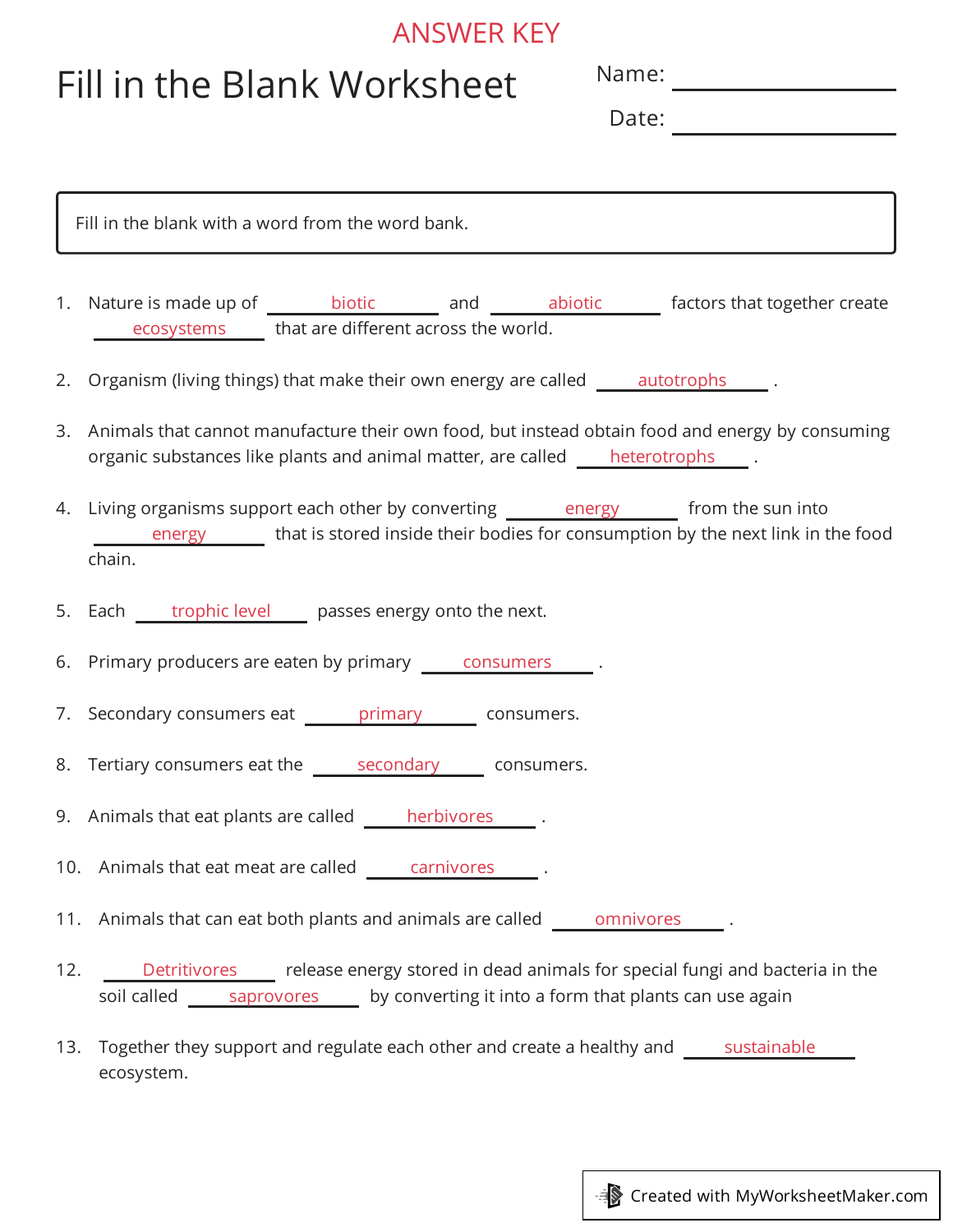ANSWER KEY

# Fill in the Blank Worksheet

Name: ____________________

Date: ____________________

Fill in the blank with a word from the word bank.

1. Nature is made up of ___biotic___ and ___abiotic___ factors that together create ___ecosystems___ that are different across the world.

2. Organism (living things) that make their own energy are called ___autotrophs___ .

3. Animals that cannot manufacture their own food, but instead obtain food and energy by consuming organic substances like plants and animal matter, are called ___heterotrophs___ .

4. Living organisms support each other by converting ___energy___ from the sun into ___energy___ that is stored inside their bodies for consumption by the next link in the food chain.

5. Each ___trophic level___ passes energy onto the next.

6. Primary producers are eaten by primary ___consumers___ .

7. Secondary consumers eat ___primary___ consumers.

8. Tertiary consumers eat the ___secondary___ consumers.

9. Animals that eat plants are called ___herbivores___ .

10. Animals that eat meat are called ___carnivores___ .

11. Animals that can eat both plants and animals are called ___omnivores___ .

12. ___Detritivores___ release energy stored in dead animals for special fungi and bacteria in the soil called ___saprovores___ by converting it into a form that plants can use again

13. Together they support and regulate each other and create a healthy and ___sustainable___ ecosystem.

Created with MyWorksheetMaker.com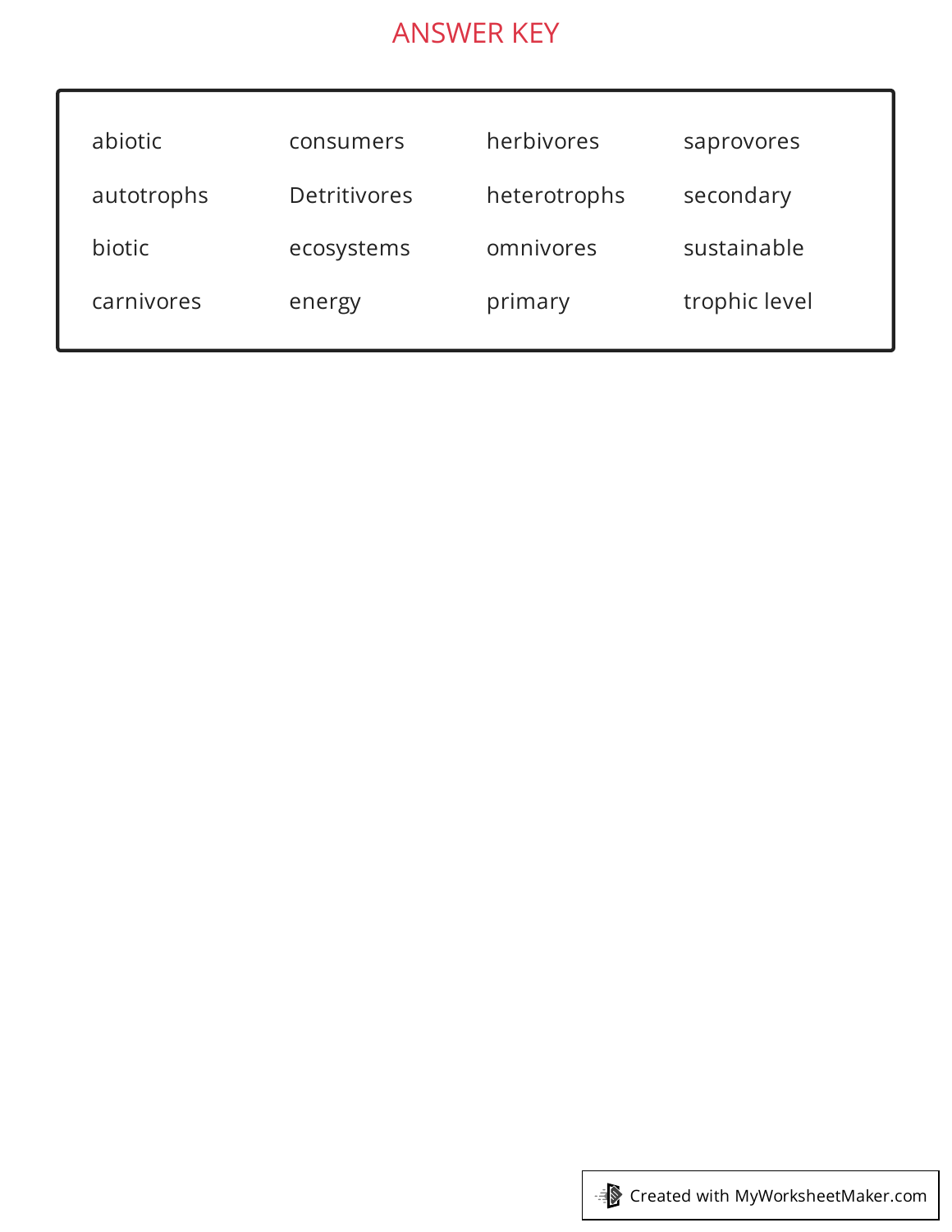# ANSWER KEY

| | | | |
|---|---|---|---|
| abiotic | consumers | herbivores | saprovores |
| autotrophs | Detritivores | heterotrophs | secondary |
| biotic | ecosystems | omnivores | sustainable |
| carnivores | energy | primary | trophic level |

Created with MyWorksheetMaker.com